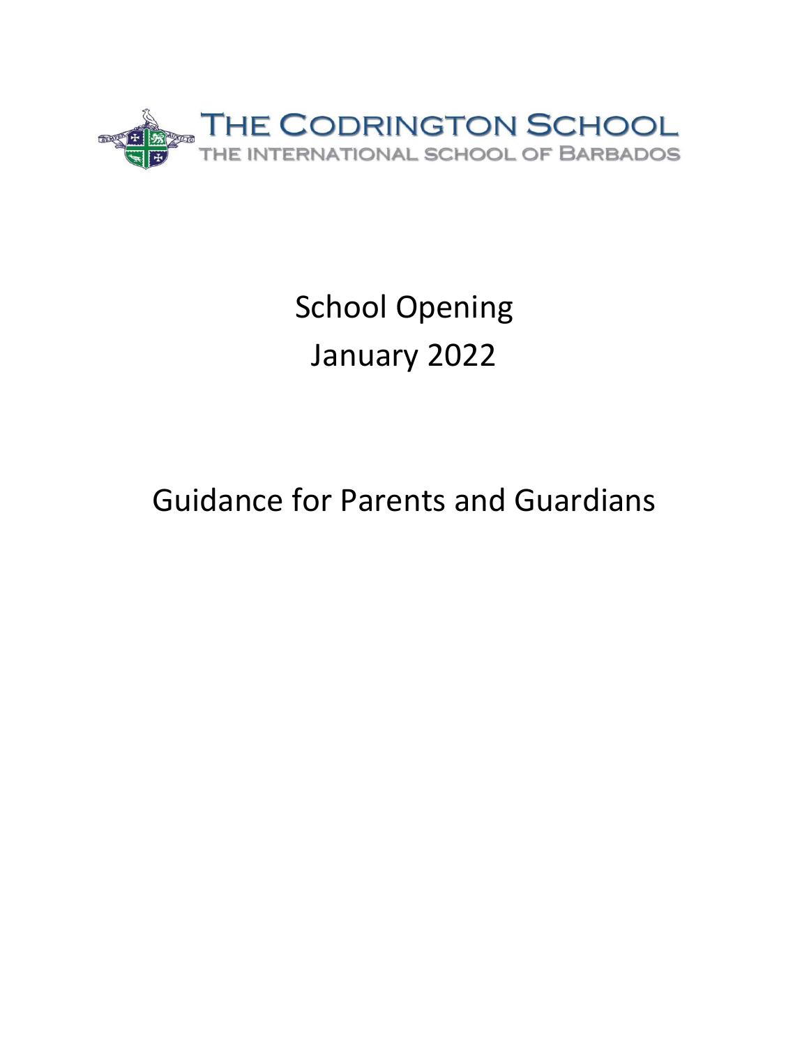THE CODRINGTON SCHOOL
THE INTERNATIONAL SCHOOL OF BARBADOS

# School Opening
# January 2022

# Guidance for Parents and Guardians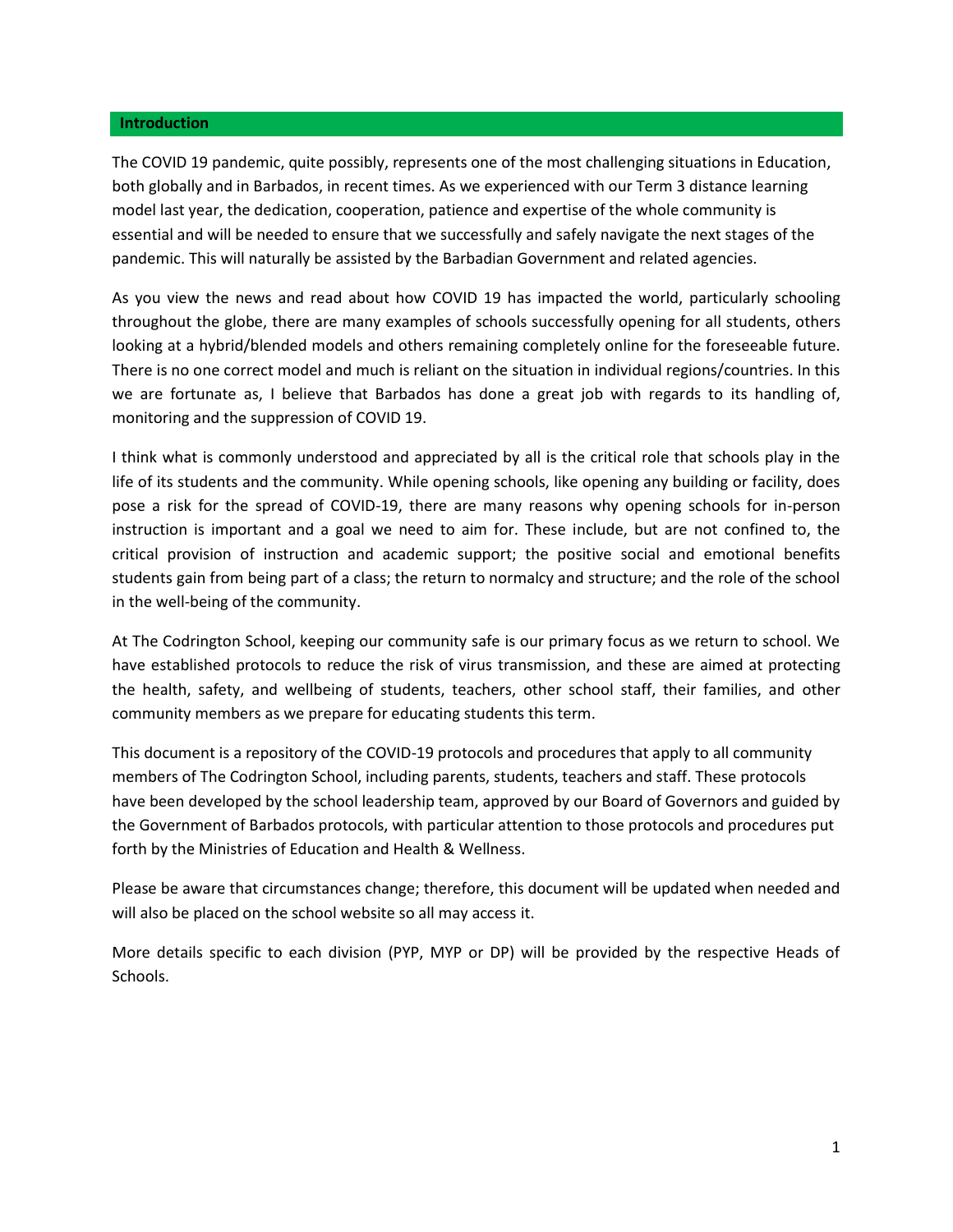## Introduction

The COVID 19 pandemic, quite possibly, represents one of the most challenging situations in Education, both globally and in Barbados, in recent times. As we experienced with our Term 3 distance learning model last year, the dedication, cooperation, patience and expertise of the whole community is essential and will be needed to ensure that we successfully and safely navigate the next stages of the pandemic. This will naturally be assisted by the Barbadian Government and related agencies.

As you view the news and read about how COVID 19 has impacted the world, particularly schooling throughout the globe, there are many examples of schools successfully opening for all students, others looking at a hybrid/blended models and others remaining completely online for the foreseeable future. There is no one correct model and much is reliant on the situation in individual regions/countries. In this we are fortunate as, I believe that Barbados has done a great job with regards to its handling of, monitoring and the suppression of COVID 19.

I think what is commonly understood and appreciated by all is the critical role that schools play in the life of its students and the community. While opening schools, like opening any building or facility, does pose a risk for the spread of COVID-19, there are many reasons why opening schools for in-person instruction is important and a goal we need to aim for. These include, but are not confined to, the critical provision of instruction and academic support; the positive social and emotional benefits students gain from being part of a class; the return to normalcy and structure; and the role of the school in the well-being of the community.

At The Codrington School, keeping our community safe is our primary focus as we return to school. We have established protocols to reduce the risk of virus transmission, and these are aimed at protecting the health, safety, and wellbeing of students, teachers, other school staff, their families, and other community members as we prepare for educating students this term.

This document is a repository of the COVID-19 protocols and procedures that apply to all community members of The Codrington School, including parents, students, teachers and staff. These protocols have been developed by the school leadership team, approved by our Board of Governors and guided by the Government of Barbados protocols, with particular attention to those protocols and procedures put forth by the Ministries of Education and Health & Wellness.

Please be aware that circumstances change; therefore, this document will be updated when needed and will also be placed on the school website so all may access it.

More details specific to each division (PYP, MYP or DP) will be provided by the respective Heads of Schools.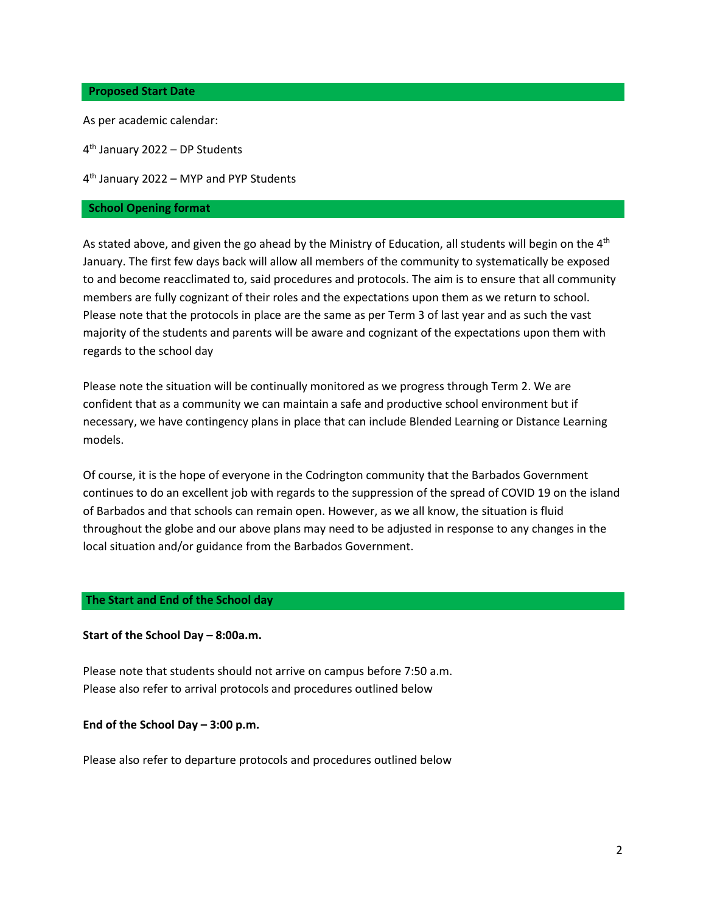## Proposed Start Date

As per academic calendar:

4th January 2022 – DP Students

4th January 2022 – MYP and PYP Students

## School Opening format

As stated above, and given the go ahead by the Ministry of Education, all students will begin on the 4th January. The first few days back will allow all members of the community to systematically be exposed to and become reacclimated to, said procedures and protocols. The aim is to ensure that all community members are fully cognizant of their roles and the expectations upon them as we return to school. Please note that the protocols in place are the same as per Term 3 of last year and as such the vast majority of the students and parents will be aware and cognizant of the expectations upon them with regards to the school day

Please note the situation will be continually monitored as we progress through Term 2. We are confident that as a community we can maintain a safe and productive school environment but if necessary, we have contingency plans in place that can include Blended Learning or Distance Learning models.

Of course, it is the hope of everyone in the Codrington community that the Barbados Government continues to do an excellent job with regards to the suppression of the spread of COVID 19 on the island of Barbados and that schools can remain open. However, as we all know, the situation is fluid throughout the globe and our above plans may need to be adjusted in response to any changes in the local situation and/or guidance from the Barbados Government.

## The Start and End of the School day

**Start of the School Day – 8:00a.m.**

Please note that students should not arrive on campus before 7:50 a.m.
Please also refer to arrival protocols and procedures outlined below

**End of the School Day – 3:00 p.m.**

Please also refer to departure protocols and procedures outlined below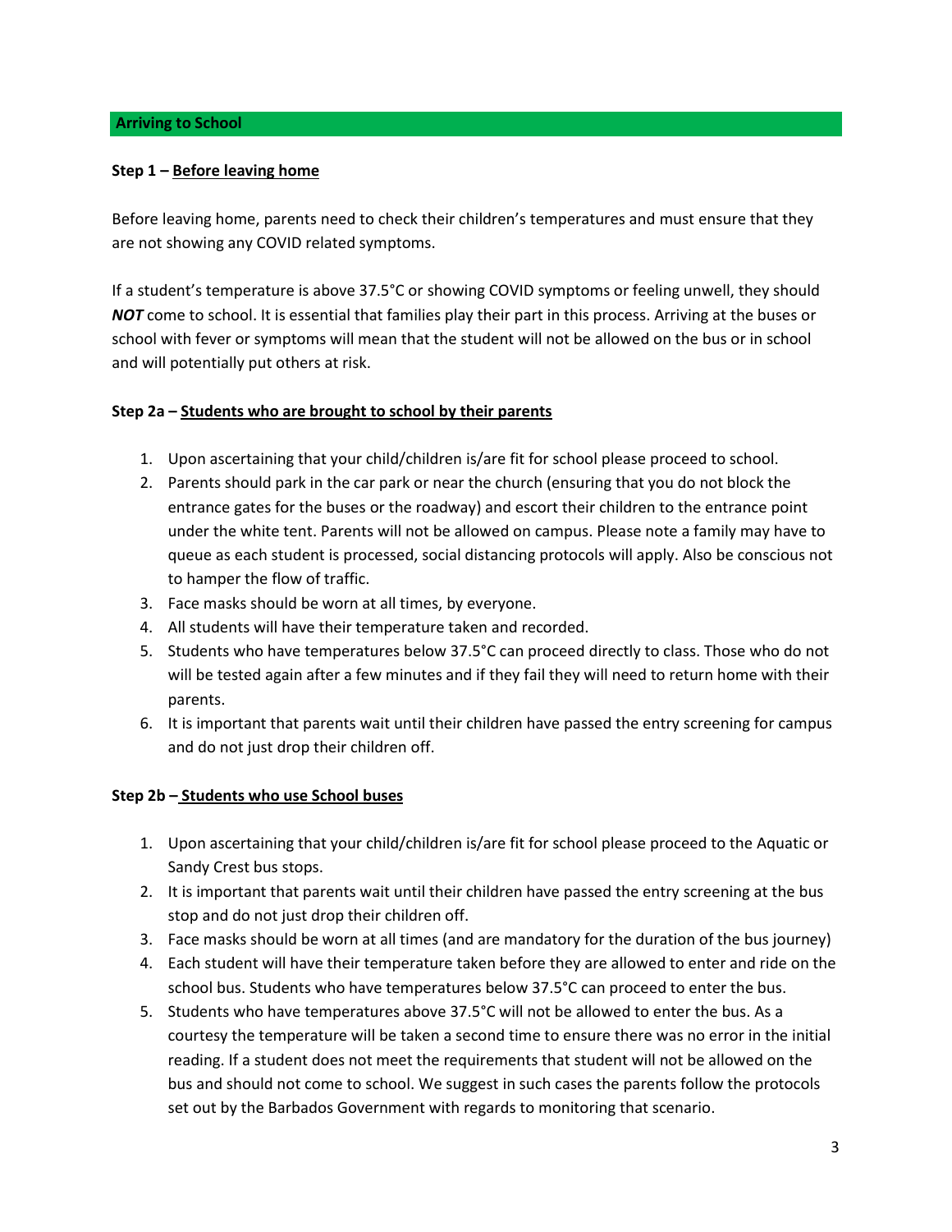## Arriving to School

### Step 1 – Before leaving home

Before leaving home, parents need to check their children's temperatures and must ensure that they are not showing any COVID related symptoms.

If a student's temperature is above 37.5°C or showing COVID symptoms or feeling unwell, they should ***NOT*** come to school. It is essential that families play their part in this process. Arriving at the buses or school with fever or symptoms will mean that the student will not be allowed on the bus or in school and will potentially put others at risk.

### Step 2a – Students who are brought to school by their parents

1. Upon ascertaining that your child/children is/are fit for school please proceed to school.
2. Parents should park in the car park or near the church (ensuring that you do not block the entrance gates for the buses or the roadway) and escort their children to the entrance point under the white tent. Parents will not be allowed on campus. Please note a family may have to queue as each student is processed, social distancing protocols will apply. Also be conscious not to hamper the flow of traffic.
3. Face masks should be worn at all times, by everyone.
4. All students will have their temperature taken and recorded.
5. Students who have temperatures below 37.5°C can proceed directly to class. Those who do not will be tested again after a few minutes and if they fail they will need to return home with their parents.
6. It is important that parents wait until their children have passed the entry screening for campus and do not just drop their children off.

### Step 2b – Students who use School buses

1. Upon ascertaining that your child/children is/are fit for school please proceed to the Aquatic or Sandy Crest bus stops.
2. It is important that parents wait until their children have passed the entry screening at the bus stop and do not just drop their children off.
3. Face masks should be worn at all times (and are mandatory for the duration of the bus journey)
4. Each student will have their temperature taken before they are allowed to enter and ride on the school bus. Students who have temperatures below 37.5°C can proceed to enter the bus.
5. Students who have temperatures above 37.5°C will not be allowed to enter the bus. As a courtesy the temperature will be taken a second time to ensure there was no error in the initial reading. If a student does not meet the requirements that student will not be allowed on the bus and should not come to school. We suggest in such cases the parents follow the protocols set out by the Barbados Government with regards to monitoring that scenario.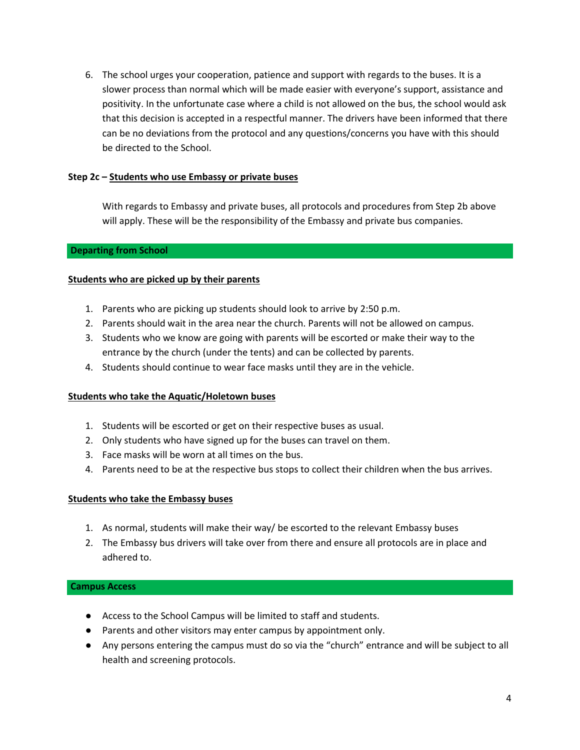6. The school urges your cooperation, patience and support with regards to the buses. It is a slower process than normal which will be made easier with everyone's support, assistance and positivity. In the unfortunate case where a child is not allowed on the bus, the school would ask that this decision is accepted in a respectful manner. The drivers have been informed that there can be no deviations from the protocol and any questions/concerns you have with this should be directed to the School.

**Step 2c – Students who use Embassy or private buses**

With regards to Embassy and private buses, all protocols and procedures from Step 2b above will apply. These will be the responsibility of the Embassy and private bus companies.

## Departing from School

**Students who are picked up by their parents**

1. Parents who are picking up students should look to arrive by 2:50 p.m.
2. Parents should wait in the area near the church. Parents will not be allowed on campus.
3. Students who we know are going with parents will be escorted or make their way to the entrance by the church (under the tents) and can be collected by parents.
4. Students should continue to wear face masks until they are in the vehicle.

**Students who take the Aquatic/Holetown buses**

1. Students will be escorted or get on their respective buses as usual.
2. Only students who have signed up for the buses can travel on them.
3. Face masks will be worn at all times on the bus.
4. Parents need to be at the respective bus stops to collect their children when the bus arrives.

**Students who take the Embassy buses**

1. As normal, students will make their way/ be escorted to the relevant Embassy buses
2. The Embassy bus drivers will take over from there and ensure all protocols are in place and adhered to.

## Campus Access

- Access to the School Campus will be limited to staff and students.
- Parents and other visitors may enter campus by appointment only.
- Any persons entering the campus must do so via the "church" entrance and will be subject to all health and screening protocols.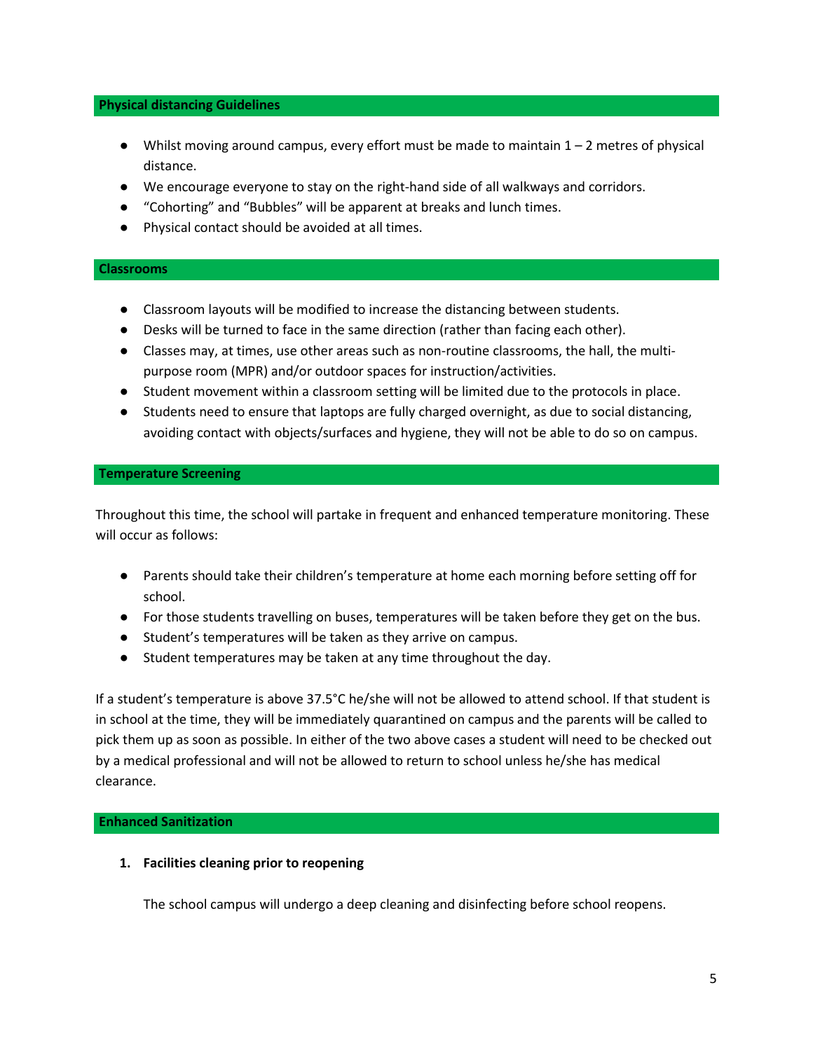## Physical distancing Guidelines

- Whilst moving around campus, every effort must be made to maintain 1 – 2 metres of physical distance.
- We encourage everyone to stay on the right-hand side of all walkways and corridors.
- "Cohorting" and "Bubbles" will be apparent at breaks and lunch times.
- Physical contact should be avoided at all times.

## Classrooms

- Classroom layouts will be modified to increase the distancing between students.
- Desks will be turned to face in the same direction (rather than facing each other).
- Classes may, at times, use other areas such as non-routine classrooms, the hall, the multi-purpose room (MPR) and/or outdoor spaces for instruction/activities.
- Student movement within a classroom setting will be limited due to the protocols in place.
- Students need to ensure that laptops are fully charged overnight, as due to social distancing, avoiding contact with objects/surfaces and hygiene, they will not be able to do so on campus.

## Temperature Screening

Throughout this time, the school will partake in frequent and enhanced temperature monitoring. These will occur as follows:

- Parents should take their children's temperature at home each morning before setting off for school.
- For those students travelling on buses, temperatures will be taken before they get on the bus.
- Student's temperatures will be taken as they arrive on campus.
- Student temperatures may be taken at any time throughout the day.

If a student's temperature is above 37.5°C he/she will not be allowed to attend school. If that student is in school at the time, they will be immediately quarantined on campus and the parents will be called to pick them up as soon as possible. In either of the two above cases a student will need to be checked out by a medical professional and will not be allowed to return to school unless he/she has medical clearance.

## Enhanced Sanitization

1. **Facilities cleaning prior to reopening**

   The school campus will undergo a deep cleaning and disinfecting before school reopens.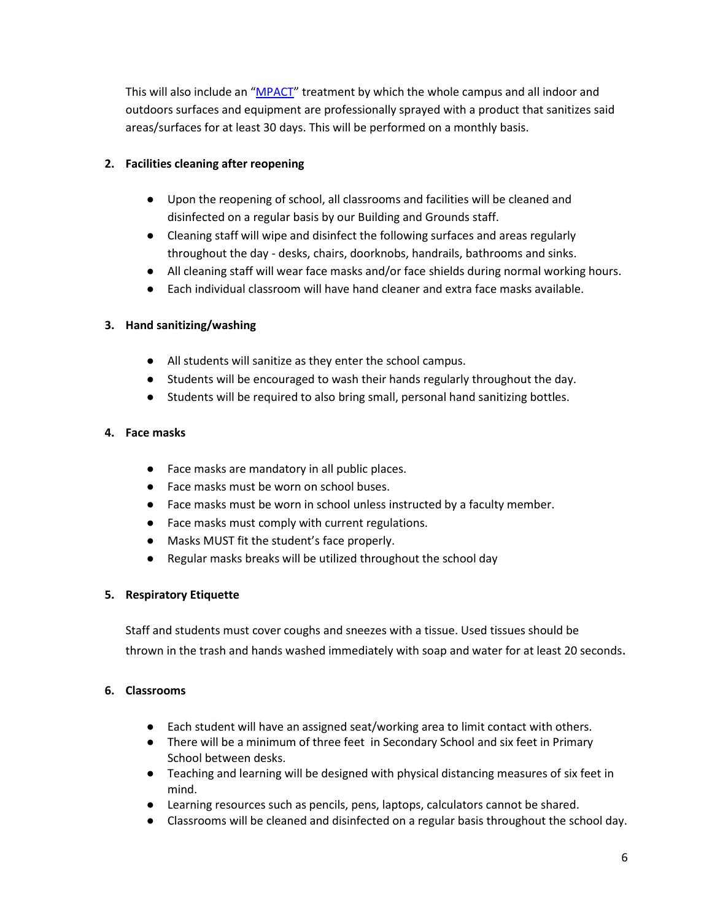This will also include an "[MPACT](MPACT)" treatment by which the whole campus and all indoor and outdoors surfaces and equipment are professionally sprayed with a product that sanitizes said areas/surfaces for at least 30 days. This will be performed on a monthly basis.

2. **Facilities cleaning after reopening**

    - Upon the reopening of school, all classrooms and facilities will be cleaned and disinfected on a regular basis by our Building and Grounds staff.
    - Cleaning staff will wipe and disinfect the following surfaces and areas regularly throughout the day - desks, chairs, doorknobs, handrails, bathrooms and sinks.
    - All cleaning staff will wear face masks and/or face shields during normal working hours.
    - Each individual classroom will have hand cleaner and extra face masks available.

3. **Hand sanitizing/washing**

    - All students will sanitize as they enter the school campus.
    - Students will be encouraged to wash their hands regularly throughout the day.
    - Students will be required to also bring small, personal hand sanitizing bottles.

4. **Face masks**

    - Face masks are mandatory in all public places.
    - Face masks must be worn on school buses.
    - Face masks must be worn in school unless instructed by a faculty member.
    - Face masks must comply with current regulations.
    - Masks MUST fit the student's face properly.
    - Regular masks breaks will be utilized throughout the school day

5. **Respiratory Etiquette**

    Staff and students must cover coughs and sneezes with a tissue. Used tissues should be thrown in the trash and hands washed immediately with soap and water for at least 20 seconds.

6. **Classrooms**

    - Each student will have an assigned seat/working area to limit contact with others.
    - There will be a minimum of three feet in Secondary School and six feet in Primary School between desks.
    - Teaching and learning will be designed with physical distancing measures of six feet in mind.
    - Learning resources such as pencils, pens, laptops, calculators cannot be shared.
    - Classrooms will be cleaned and disinfected on a regular basis throughout the school day.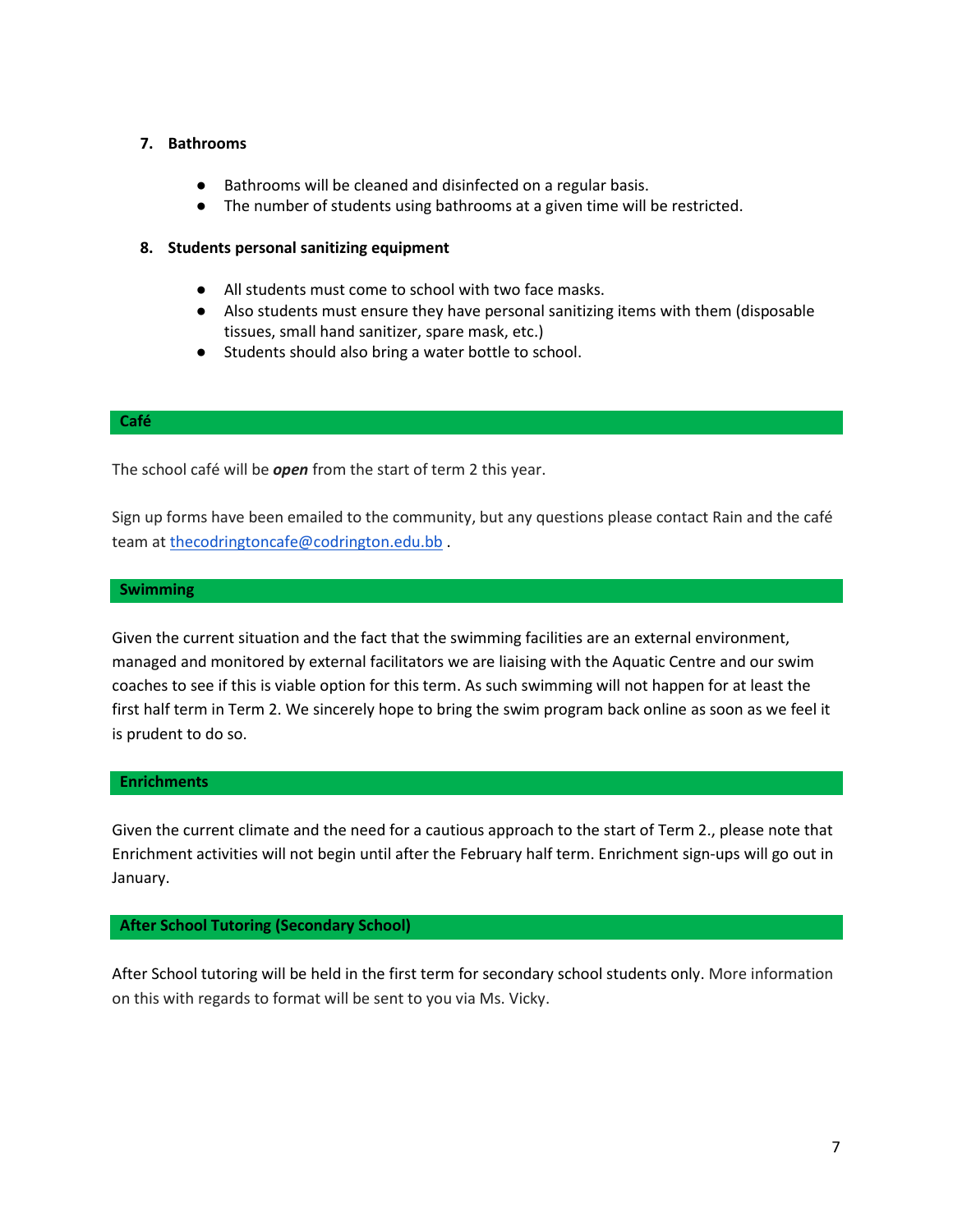7. **Bathrooms**

- Bathrooms will be cleaned and disinfected on a regular basis.
- The number of students using bathrooms at a given time will be restricted.

8. **Students personal sanitizing equipment**

- All students must come to school with two face masks.
- Also students must ensure they have personal sanitizing items with them (disposable tissues, small hand sanitizer, spare mask, etc.)
- Students should also bring a water bottle to school.

## Café

The school café will be ***open*** from the start of term 2 this year.

Sign up forms have been emailed to the community, but any questions please contact Rain and the café team at thecodringtoncafe@codrington.edu.bb .

## Swimming

Given the current situation and the fact that the swimming facilities are an external environment, managed and monitored by external facilitators we are liaising with the Aquatic Centre and our swim coaches to see if this is viable option for this term. As such swimming will not happen for at least the first half term in Term 2. We sincerely hope to bring the swim program back online as soon as we feel it is prudent to do so.

## Enrichments

Given the current climate and the need for a cautious approach to the start of Term 2., please note that Enrichment activities will not begin until after the February half term. Enrichment sign-ups will go out in January.

## After School Tutoring (Secondary School)

After School tutoring will be held in the first term for secondary school students only. More information on this with regards to format will be sent to you via Ms. Vicky.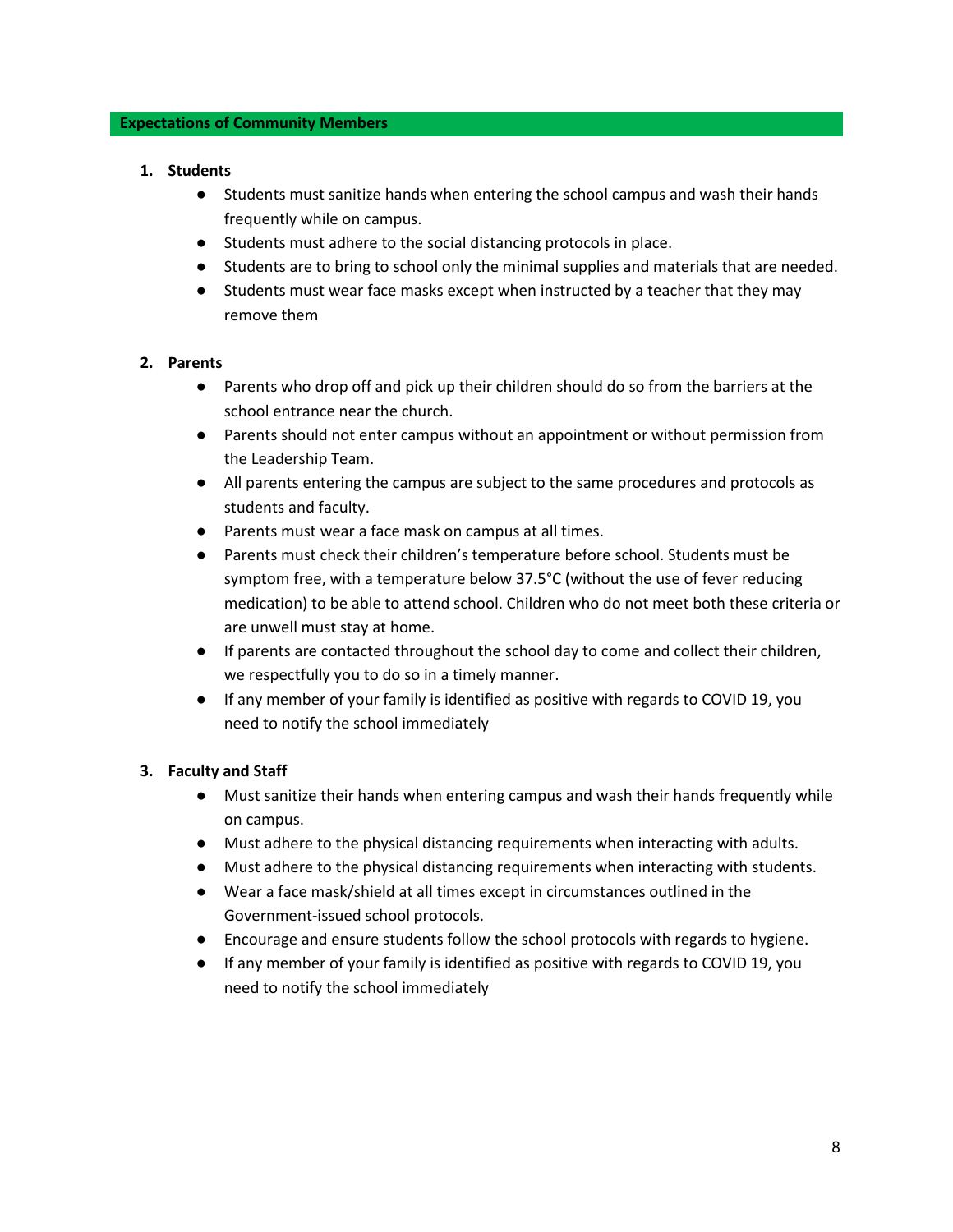## Expectations of Community Members

1. **Students**
    - Students must sanitize hands when entering the school campus and wash their hands frequently while on campus.
    - Students must adhere to the social distancing protocols in place.
    - Students are to bring to school only the minimal supplies and materials that are needed.
    - Students must wear face masks except when instructed by a teacher that they may remove them

2. **Parents**
    - Parents who drop off and pick up their children should do so from the barriers at the school entrance near the church.
    - Parents should not enter campus without an appointment or without permission from the Leadership Team.
    - All parents entering the campus are subject to the same procedures and protocols as students and faculty.
    - Parents must wear a face mask on campus at all times.
    - Parents must check their children's temperature before school. Students must be symptom free, with a temperature below 37.5°C (without the use of fever reducing medication) to be able to attend school. Children who do not meet both these criteria or are unwell must stay at home.
    - If parents are contacted throughout the school day to come and collect their children, we respectfully you to do so in a timely manner.
    - If any member of your family is identified as positive with regards to COVID 19, you need to notify the school immediately

3. **Faculty and Staff**
    - Must sanitize their hands when entering campus and wash their hands frequently while on campus.
    - Must adhere to the physical distancing requirements when interacting with adults.
    - Must adhere to the physical distancing requirements when interacting with students.
    - Wear a face mask/shield at all times except in circumstances outlined in the Government-issued school protocols.
    - Encourage and ensure students follow the school protocols with regards to hygiene.
    - If any member of your family is identified as positive with regards to COVID 19, you need to notify the school immediately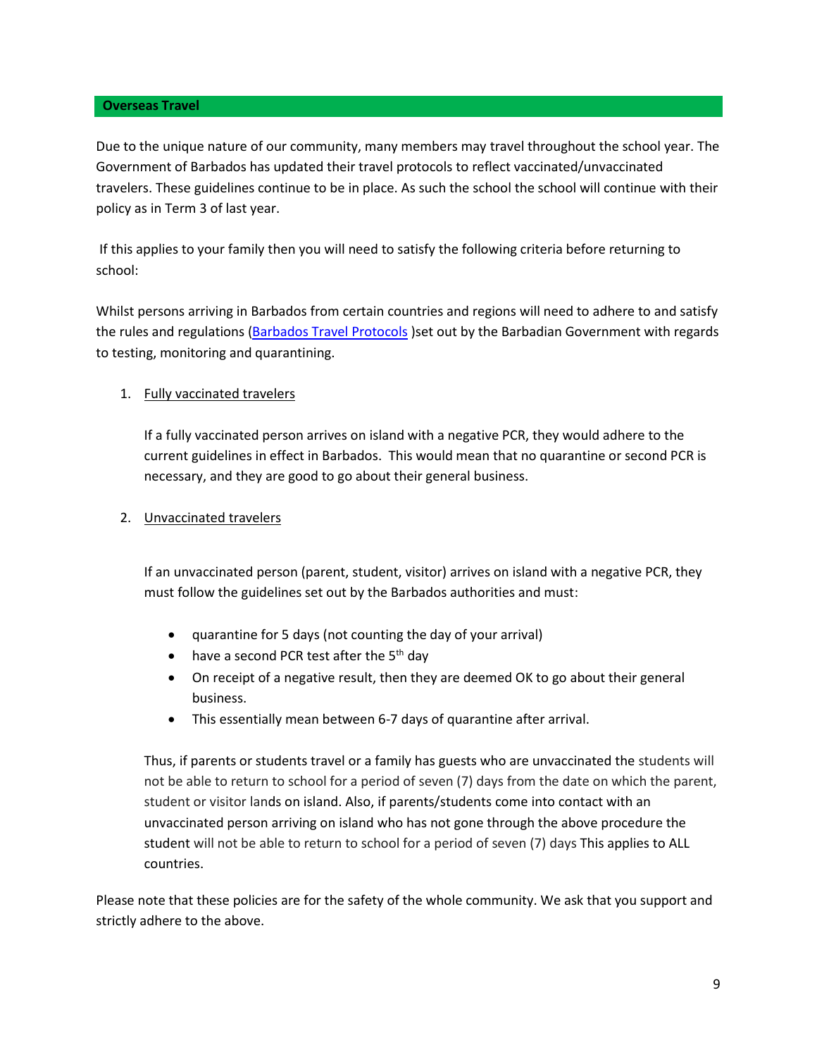## Overseas Travel

Due to the unique nature of our community, many members may travel throughout the school year. The Government of Barbados has updated their travel protocols to reflect vaccinated/unvaccinated travelers. These guidelines continue to be in place. As such the school the school will continue with their policy as in Term 3 of last year.

If this applies to your family then you will need to satisfy the following criteria before returning to school:

Whilst persons arriving in Barbados from certain countries and regions will need to adhere to and satisfy the rules and regulations ([Barbados Travel Protocols](Barbados Travel Protocols) )set out by the Barbadian Government with regards to testing, monitoring and quarantining.

1. Fully vaccinated travelers

   If a fully vaccinated person arrives on island with a negative PCR, they would adhere to the current guidelines in effect in Barbados. This would mean that no quarantine or second PCR is necessary, and they are good to go about their general business.

2. Unvaccinated travelers

   If an unvaccinated person (parent, student, visitor) arrives on island with a negative PCR, they must follow the guidelines set out by the Barbados authorities and must:

   - quarantine for 5 days (not counting the day of your arrival)
   - have a second PCR test after the 5th day
   - On receipt of a negative result, then they are deemed OK to go about their general business.
   - This essentially mean between 6-7 days of quarantine after arrival.

   Thus, if parents or students travel or a family has guests who are unvaccinated the students will not be able to return to school for a period of seven (7) days from the date on which the parent, student or visitor lands on island. Also, if parents/students come into contact with an unvaccinated person arriving on island who has not gone through the above procedure the student will not be able to return to school for a period of seven (7) days This applies to ALL countries.

Please note that these policies are for the safety of the whole community. We ask that you support and strictly adhere to the above.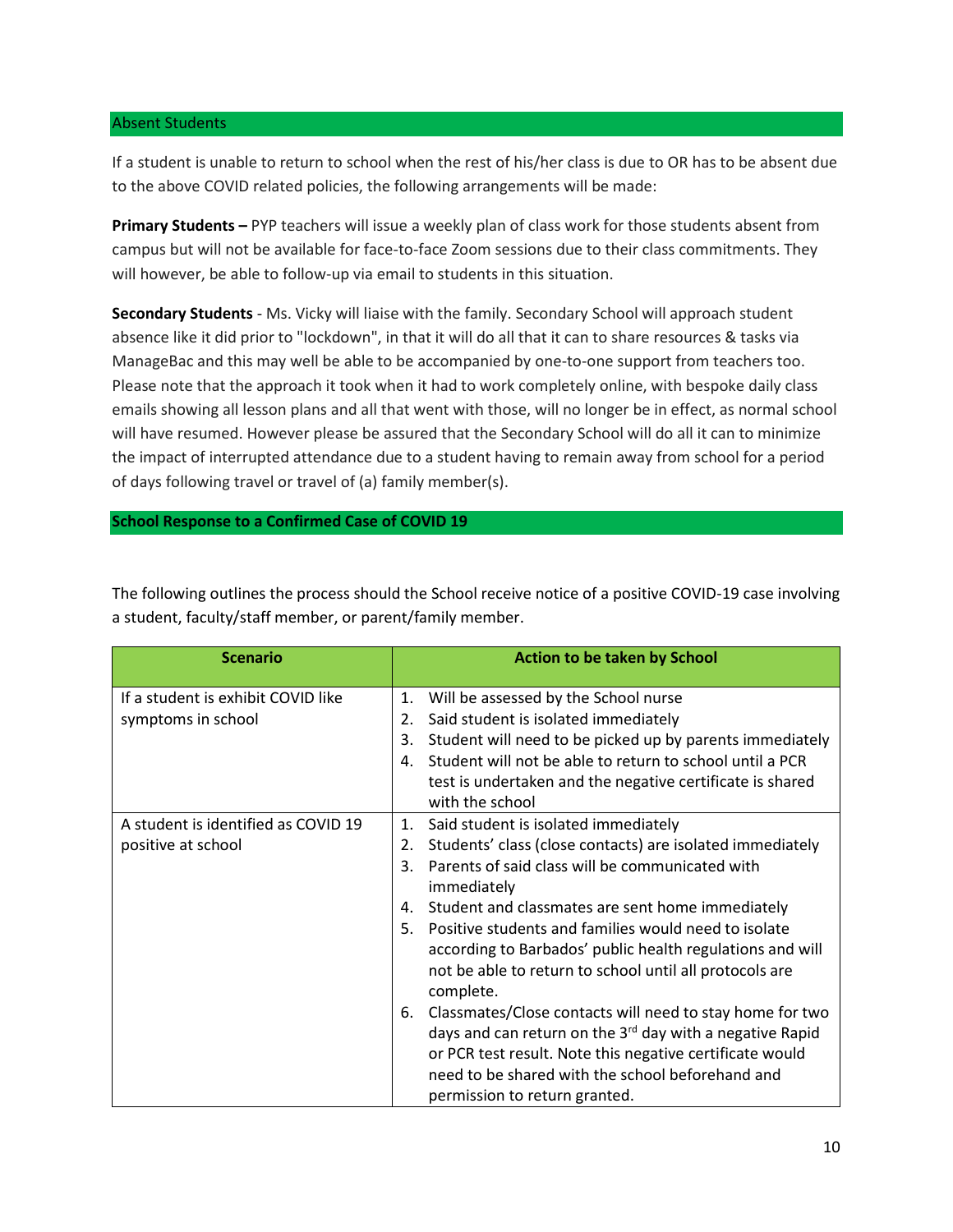## Absent Students

If a student is unable to return to school when the rest of his/her class is due to OR has to be absent due to the above COVID related policies, the following arrangements will be made:

**Primary Students –** PYP teachers will issue a weekly plan of class work for those students absent from campus but will not be available for face-to-face Zoom sessions due to their class commitments. They will however, be able to follow-up via email to students in this situation.

**Secondary Students** - Ms. Vicky will liaise with the family. Secondary School will approach student absence like it did prior to "lockdown", in that it will do all that it can to share resources & tasks via ManageBac and this may well be able to be accompanied by one-to-one support from teachers too. Please note that the approach it took when it had to work completely online, with bespoke daily class emails showing all lesson plans and all that went with those, will no longer be in effect, as normal school will have resumed. However please be assured that the Secondary School will do all it can to minimize the impact of interrupted attendance due to a student having to remain away from school for a period of days following travel or travel of (a) family member(s).

## School Response to a Confirmed Case of COVID 19

The following outlines the process should the School receive notice of a positive COVID-19 case involving a student, faculty/staff member, or parent/family member.

| Scenario | Action to be taken by School |
|---|---|
| If a student is exhibit COVID like symptoms in school | 1. Will be assessed by the School nurse<br>2. Said student is isolated immediately<br>3. Student will need to be picked up by parents immediately<br>4. Student will not be able to return to school until a PCR test is undertaken and the negative certificate is shared with the school |
| A student is identified as COVID 19 positive at school | 1. Said student is isolated immediately<br>2. Students' class (close contacts) are isolated immediately<br>3. Parents of said class will be communicated with immediately<br>4. Student and classmates are sent home immediately<br>5. Positive students and families would need to isolate according to Barbados' public health regulations and will not be able to return to school until all protocols are complete.<br>6. Classmates/Close contacts will need to stay home for two days and can return on the 3rd day with a negative Rapid or PCR test result. Note this negative certificate would need to be shared with the school beforehand and permission to return granted. |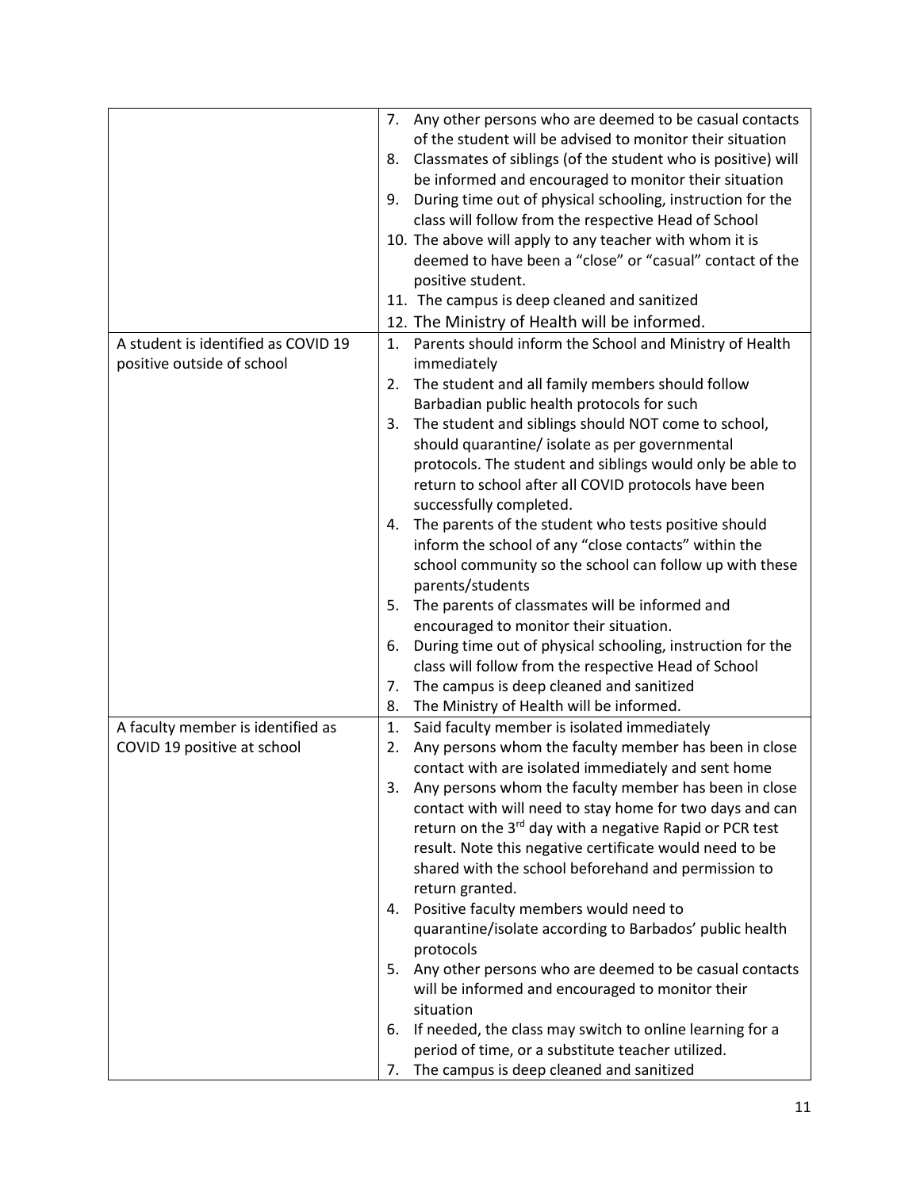| | |
|---|---|
| | 7. Any other persons who are deemed to be casual contacts of the student will be advised to monitor their situation<br>8. Classmates of siblings (of the student who is positive) will be informed and encouraged to monitor their situation<br>9. During time out of physical schooling, instruction for the class will follow from the respective Head of School<br>10. The above will apply to any teacher with whom it is deemed to have been a "close" or "casual" contact of the positive student.<br>11. The campus is deep cleaned and sanitized<br>12. The Ministry of Health will be informed. |
| A student is identified as COVID 19 positive outside of school | 1. Parents should inform the School and Ministry of Health immediately<br>2. The student and all family members should follow Barbadian public health protocols for such<br>3. The student and siblings should NOT come to school, should quarantine/ isolate as per governmental protocols. The student and siblings would only be able to return to school after all COVID protocols have been successfully completed.<br>4. The parents of the student who tests positive should inform the school of any "close contacts" within the school community so the school can follow up with these parents/students<br>5. The parents of classmates will be informed and encouraged to monitor their situation.<br>6. During time out of physical schooling, instruction for the class will follow from the respective Head of School<br>7. The campus is deep cleaned and sanitized<br>8. The Ministry of Health will be informed. |
| A faculty member is identified as COVID 19 positive at school | 1. Said faculty member is isolated immediately<br>2. Any persons whom the faculty member has been in close contact with are isolated immediately and sent home<br>3. Any persons whom the faculty member has been in close contact with will need to stay home for two days and can return on the 3rd day with a negative Rapid or PCR test result. Note this negative certificate would need to be shared with the school beforehand and permission to return granted.<br>4. Positive faculty members would need to quarantine/isolate according to Barbados' public health protocols<br>5. Any other persons who are deemed to be casual contacts will be informed and encouraged to monitor their situation<br>6. If needed, the class may switch to online learning for a period of time, or a substitute teacher utilized.<br>7. The campus is deep cleaned and sanitized |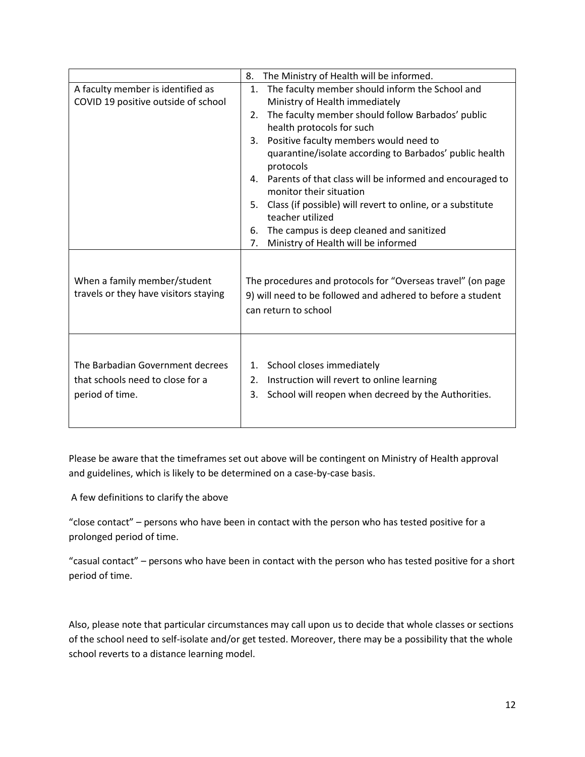| | |
|---|---|
| | 8. The Ministry of Health will be informed. |
| A faculty member is identified as COVID 19 positive outside of school | 1. The faculty member should inform the School and Ministry of Health immediately<br>2. The faculty member should follow Barbados' public health protocols for such<br>3. Positive faculty members would need to quarantine/isolate according to Barbados' public health protocols<br>4. Parents of that class will be informed and encouraged to monitor their situation<br>5. Class (if possible) will revert to online, or a substitute teacher utilized<br>6. The campus is deep cleaned and sanitized<br>7. Ministry of Health will be informed |
| When a family member/student travels or they have visitors staying | The procedures and protocols for "Overseas travel" (on page 9) will need to be followed and adhered to before a student can return to school |
| The Barbadian Government decrees that schools need to close for a period of time. | 1. School closes immediately<br>2. Instruction will revert to online learning<br>3. School will reopen when decreed by the Authorities. |

Please be aware that the timeframes set out above will be contingent on Ministry of Health approval and guidelines, which is likely to be determined on a case-by-case basis.

A few definitions to clarify the above

"close contact" – persons who have been in contact with the person who has tested positive for a prolonged period of time.

"casual contact" – persons who have been in contact with the person who has tested positive for a short period of time.

Also, please note that particular circumstances may call upon us to decide that whole classes or sections of the school need to self-isolate and/or get tested. Moreover, there may be a possibility that the whole school reverts to a distance learning model.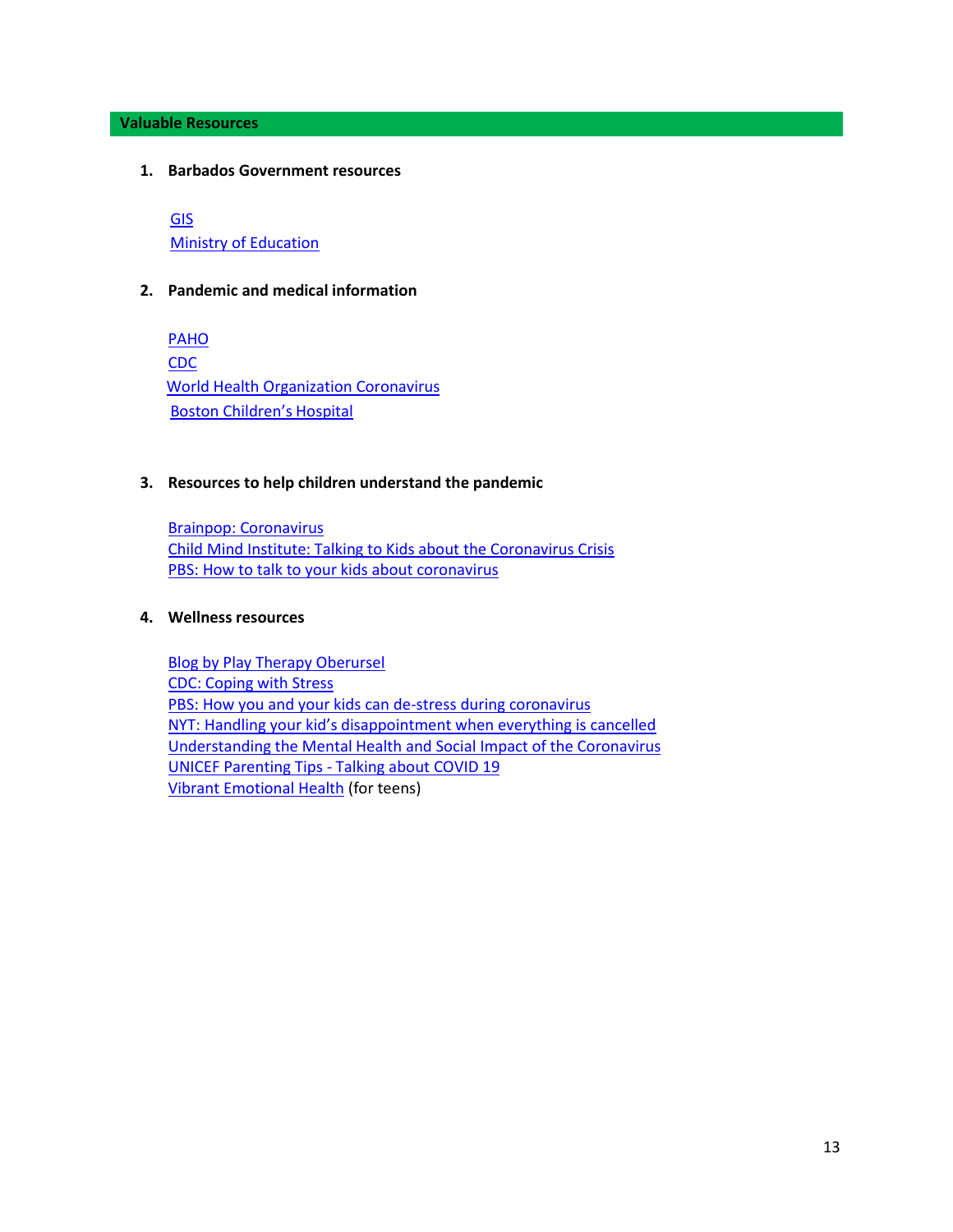## Valuable Resources

1. **Barbados Government resources**

   GIS
   Ministry of Education

2. **Pandemic and medical information**

   PAHO
   CDC
   World Health Organization Coronavirus
   Boston Children's Hospital

3. **Resources to help children understand the pandemic**

   Brainpop: Coronavirus
   Child Mind Institute: Talking to Kids about the Coronavirus Crisis
   PBS: How to talk to your kids about coronavirus

4. **Wellness resources**

   Blog by Play Therapy Oberursel
   CDC: Coping with Stress
   PBS: How you and your kids can de-stress during coronavirus
   NYT: Handling your kid's disappointment when everything is cancelled
   Understanding the Mental Health and Social Impact of the Coronavirus
   UNICEF Parenting Tips - Talking about COVID 19
   Vibrant Emotional Health (for teens)